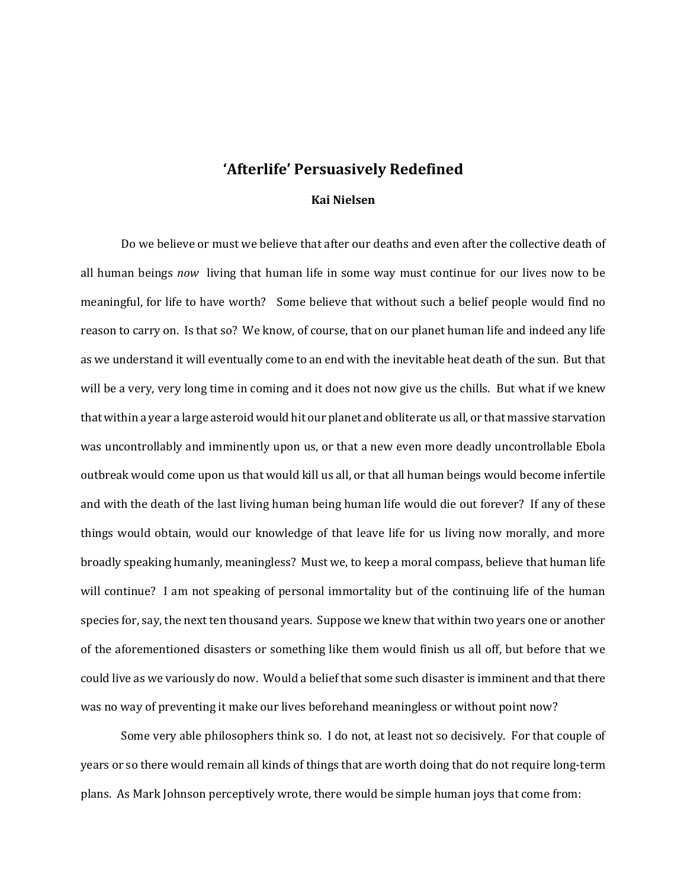# ‘Afterlife’ Persuasively Redefined

**Kai Nielsen**

Do we believe or must we believe that after our deaths and even after the collective death of all human beings *now* living that human life in some way must continue for our lives now to be meaningful, for life to have worth? Some believe that without such a belief people would find no reason to carry on. Is that so? We know, of course, that on our planet human life and indeed any life as we understand it will eventually come to an end with the inevitable heat death of the sun. But that will be a very, very long time in coming and it does not now give us the chills. But what if we knew that within a year a large asteroid would hit our planet and obliterate us all, or that massive starvation was uncontrollably and imminently upon us, or that a new even more deadly uncontrollable Ebola outbreak would come upon us that would kill us all, or that all human beings would become infertile and with the death of the last living human being human life would die out forever? If any of these things would obtain, would our knowledge of that leave life for us living now morally, and more broadly speaking humanly, meaningless? Must we, to keep a moral compass, believe that human life will continue? I am not speaking of personal immortality but of the continuing life of the human species for, say, the next ten thousand years. Suppose we knew that within two years one or another of the aforementioned disasters or something like them would finish us all off, but before that we could live as we variously do now. Would a belief that some such disaster is imminent and that there was no way of preventing it make our lives beforehand meaningless or without point now?

Some very able philosophers think so. I do not, at least not so decisively. For that couple of years or so there would remain all kinds of things that are worth doing that do not require long-term plans. As Mark Johnson perceptively wrote, there would be simple human joys that come from: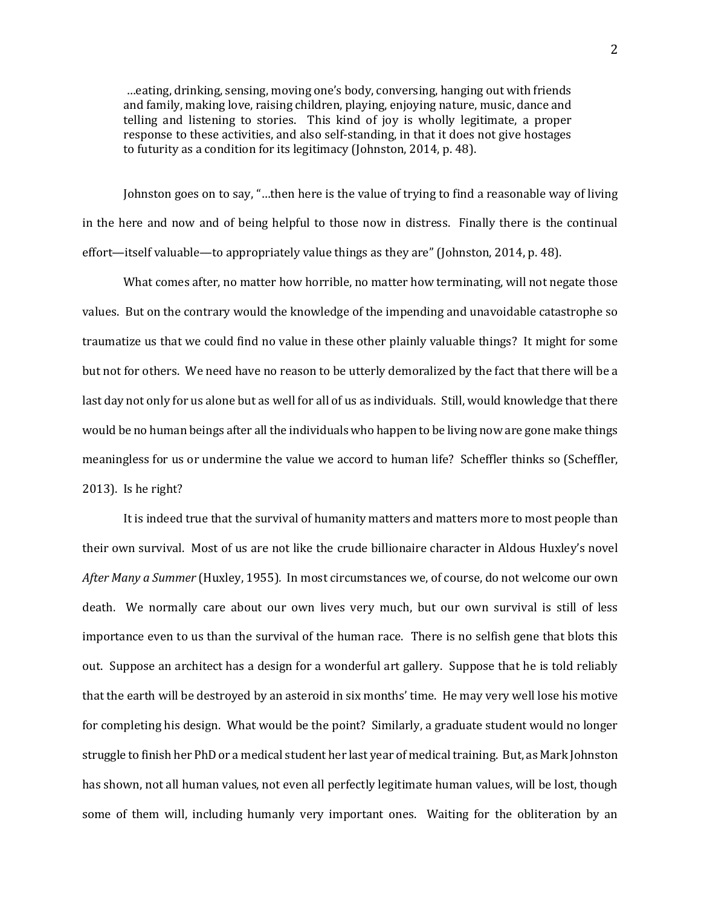> …eating, drinking, sensing, moving one's body, conversing, hanging out with friends and family, making love, raising children, playing, enjoying nature, music, dance and telling and listening to stories. This kind of joy is wholly legitimate, a proper response to these activities, and also self-standing, in that it does not give hostages to futurity as a condition for its legitimacy (Johnston, 2014, p. 48).

Johnston goes on to say, "…then here is the value of trying to find a reasonable way of living in the here and now and of being helpful to those now in distress. Finally there is the continual effort—itself valuable—to appropriately value things as they are" (Johnston, 2014, p. 48).

What comes after, no matter how horrible, no matter how terminating, will not negate those values. But on the contrary would the knowledge of the impending and unavoidable catastrophe so traumatize us that we could find no value in these other plainly valuable things? It might for some but not for others. We need have no reason to be utterly demoralized by the fact that there will be a last day not only for us alone but as well for all of us as individuals. Still, would knowledge that there would be no human beings after all the individuals who happen to be living now are gone make things meaningless for us or undermine the value we accord to human life? Scheffler thinks so (Scheffler, 2013). Is he right?

It is indeed true that the survival of humanity matters and matters more to most people than their own survival. Most of us are not like the crude billionaire character in Aldous Huxley's novel *After Many a Summer* (Huxley, 1955)*.* In most circumstances we, of course, do not welcome our own death. We normally care about our own lives very much, but our own survival is still of less importance even to us than the survival of the human race. There is no selfish gene that blots this out. Suppose an architect has a design for a wonderful art gallery. Suppose that he is told reliably that the earth will be destroyed by an asteroid in six months' time. He may very well lose his motive for completing his design. What would be the point? Similarly, a graduate student would no longer struggle to finish her PhD or a medical student her last year of medical training. But, as Mark Johnston has shown, not all human values, not even all perfectly legitimate human values, will be lost, though some of them will, including humanly very important ones. Waiting for the obliteration by an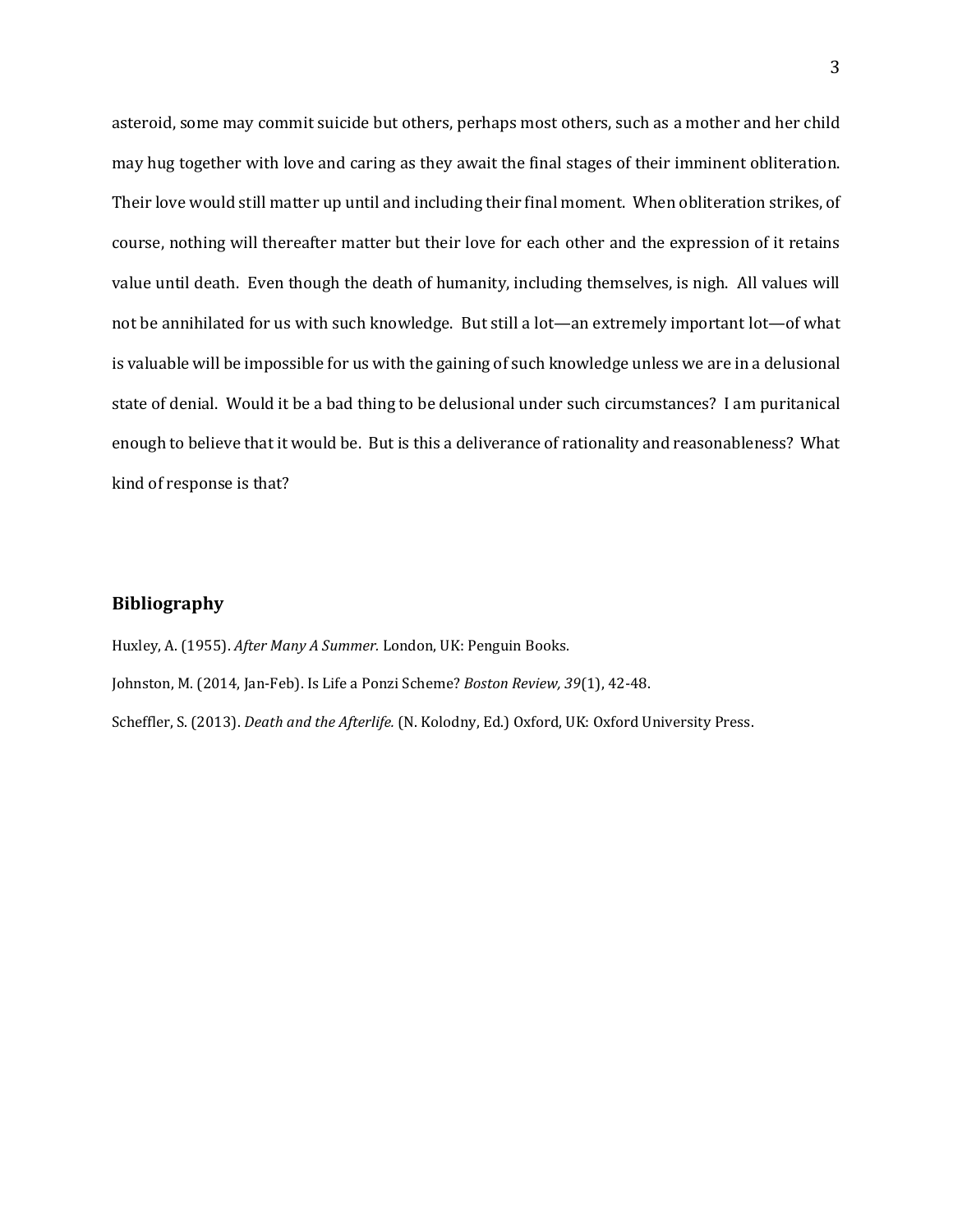asteroid, some may commit suicide but others, perhaps most others, such as a mother and her child may hug together with love and caring as they await the final stages of their imminent obliteration. Their love would still matter up until and including their final moment. When obliteration strikes, of course, nothing will thereafter matter but their love for each other and the expression of it retains value until death. Even though the death of humanity, including themselves, is nigh. All values will not be annihilated for us with such knowledge. But still a lot—an extremely important lot—of what is valuable will be impossible for us with the gaining of such knowledge unless we are in a delusional state of denial. Would it be a bad thing to be delusional under such circumstances? I am puritanical enough to believe that it would be. But is this a deliverance of rationality and reasonableness? What kind of response is that?

## Bibliography

Huxley, A. (1955). *After Many A Summer.* London, UK: Penguin Books.

Johnston, M. (2014, Jan-Feb). Is Life a Ponzi Scheme? *Boston Review, 39*(1), 42-48.

Scheffler, S. (2013). *Death and the Afterlife.* (N. Kolodny, Ed.) Oxford, UK: Oxford University Press.